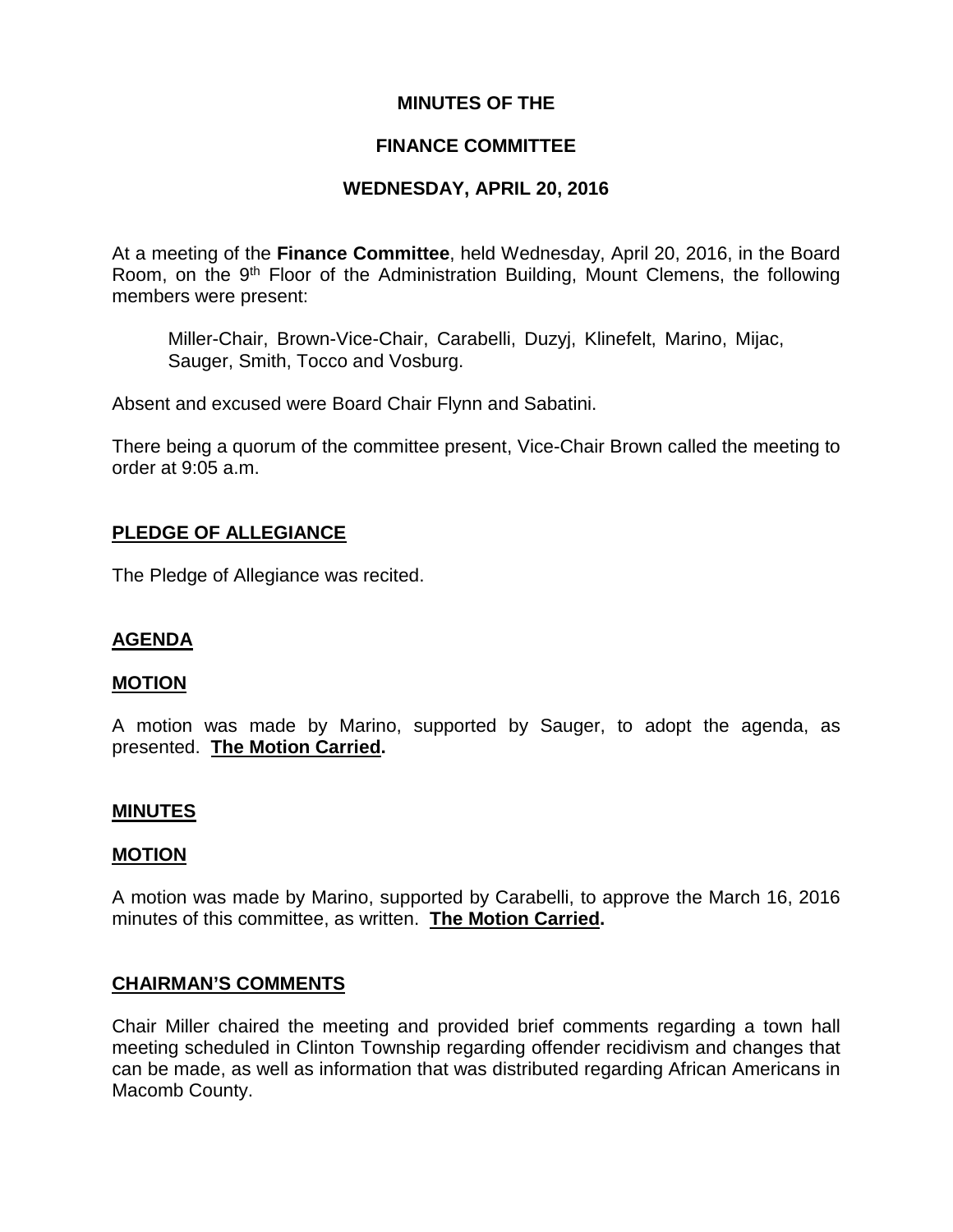# MINUTES OF THE

# FINANCE COMMITTEE

# WEDNESDAY, APRIL 20, 2016

At a meeting of the **Finance Committee**, held Wednesday, April 20, 2016, in the Board Room, on the 9th Floor of the Administration Building, Mount Clemens, the following members were present:

> Miller-Chair, Brown-Vice-Chair, Carabelli, Duzyj, Klinefelt, Marino, Mijac, Sauger, Smith, Tocco and Vosburg.

Absent and excused were Board Chair Flynn and Sabatini.

There being a quorum of the committee present, Vice-Chair Brown called the meeting to order at 9:05 a.m.

## PLEDGE OF ALLEGIANCE

The Pledge of Allegiance was recited.

## AGENDA

### MOTION

A motion was made by Marino, supported by Sauger, to adopt the agenda, as presented. **The Motion Carried.**

## MINUTES

### MOTION

A motion was made by Marino, supported by Carabelli, to approve the March 16, 2016 minutes of this committee, as written. **The Motion Carried.**

## CHAIRMAN'S COMMENTS

Chair Miller chaired the meeting and provided brief comments regarding a town hall meeting scheduled in Clinton Township regarding offender recidivism and changes that can be made, as well as information that was distributed regarding African Americans in Macomb County.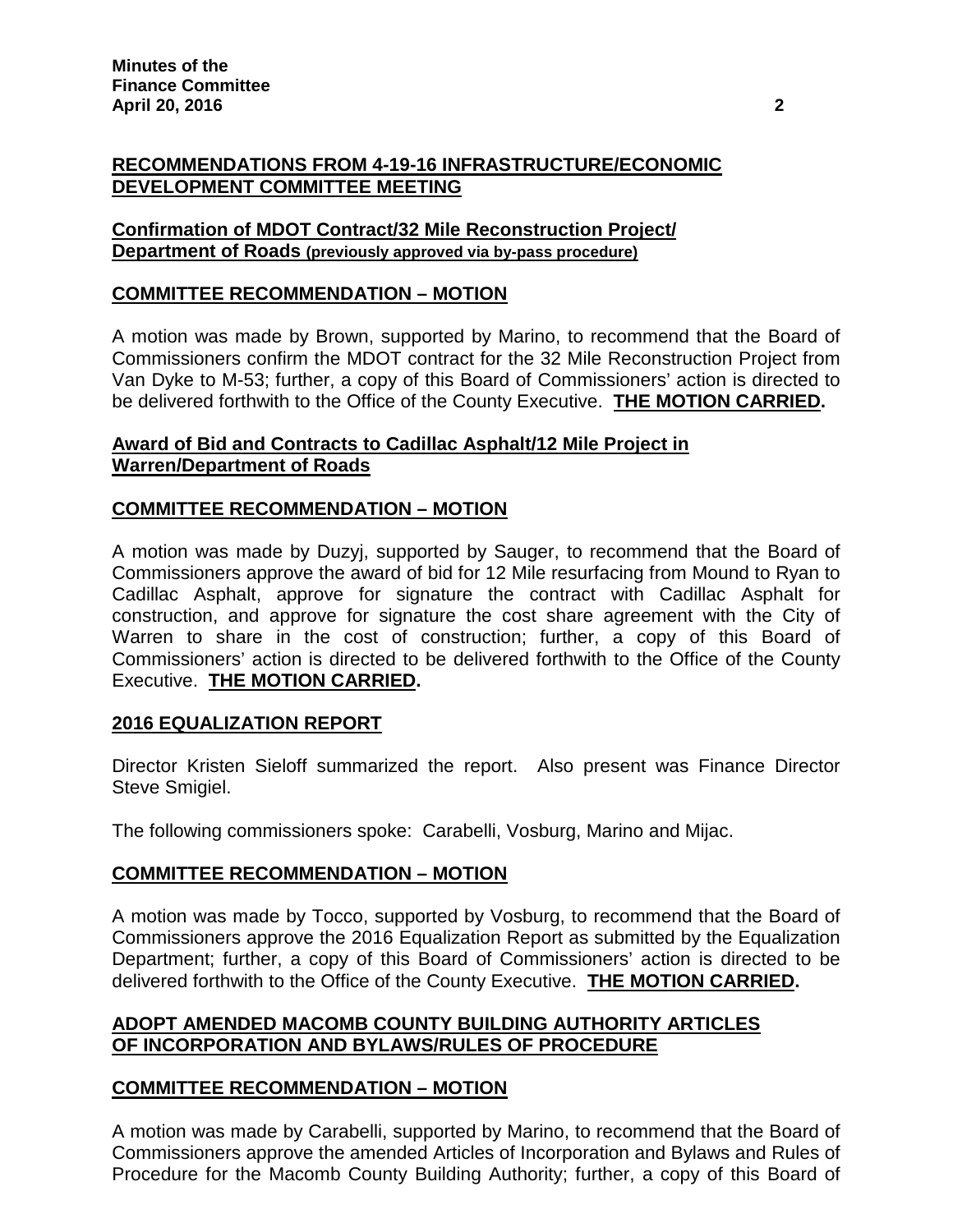**RECOMMENDATIONS FROM 4-19-16 INFRASTRUCTURE/ECONOMIC DEVELOPMENT COMMITTEE MEETING**

**Confirmation of MDOT Contract/32 Mile Reconstruction Project/ Department of Roads (previously approved via by-pass procedure)**

**COMMITTEE RECOMMENDATION – MOTION**

A motion was made by Brown, supported by Marino, to recommend that the Board of Commissioners confirm the MDOT contract for the 32 Mile Reconstruction Project from Van Dyke to M-53; further, a copy of this Board of Commissioners' action is directed to be delivered forthwith to the Office of the County Executive. **THE MOTION CARRIED.**

**Award of Bid and Contracts to Cadillac Asphalt/12 Mile Project in Warren/Department of Roads**

**COMMITTEE RECOMMENDATION – MOTION**

A motion was made by Duzyj, supported by Sauger, to recommend that the Board of Commissioners approve the award of bid for 12 Mile resurfacing from Mound to Ryan to Cadillac Asphalt, approve for signature the contract with Cadillac Asphalt for construction, and approve for signature the cost share agreement with the City of Warren to share in the cost of construction; further, a copy of this Board of Commissioners' action is directed to be delivered forthwith to the Office of the County Executive. **THE MOTION CARRIED.**

**2016 EQUALIZATION REPORT**

Director Kristen Sieloff summarized the report. Also present was Finance Director Steve Smigiel.

The following commissioners spoke: Carabelli, Vosburg, Marino and Mijac.

**COMMITTEE RECOMMENDATION – MOTION**

A motion was made by Tocco, supported by Vosburg, to recommend that the Board of Commissioners approve the 2016 Equalization Report as submitted by the Equalization Department; further, a copy of this Board of Commissioners' action is directed to be delivered forthwith to the Office of the County Executive. **THE MOTION CARRIED.**

**ADOPT AMENDED MACOMB COUNTY BUILDING AUTHORITY ARTICLES OF INCORPORATION AND BYLAWS/RULES OF PROCEDURE**

**COMMITTEE RECOMMENDATION – MOTION**

A motion was made by Carabelli, supported by Marino, to recommend that the Board of Commissioners approve the amended Articles of Incorporation and Bylaws and Rules of Procedure for the Macomb County Building Authority; further, a copy of this Board of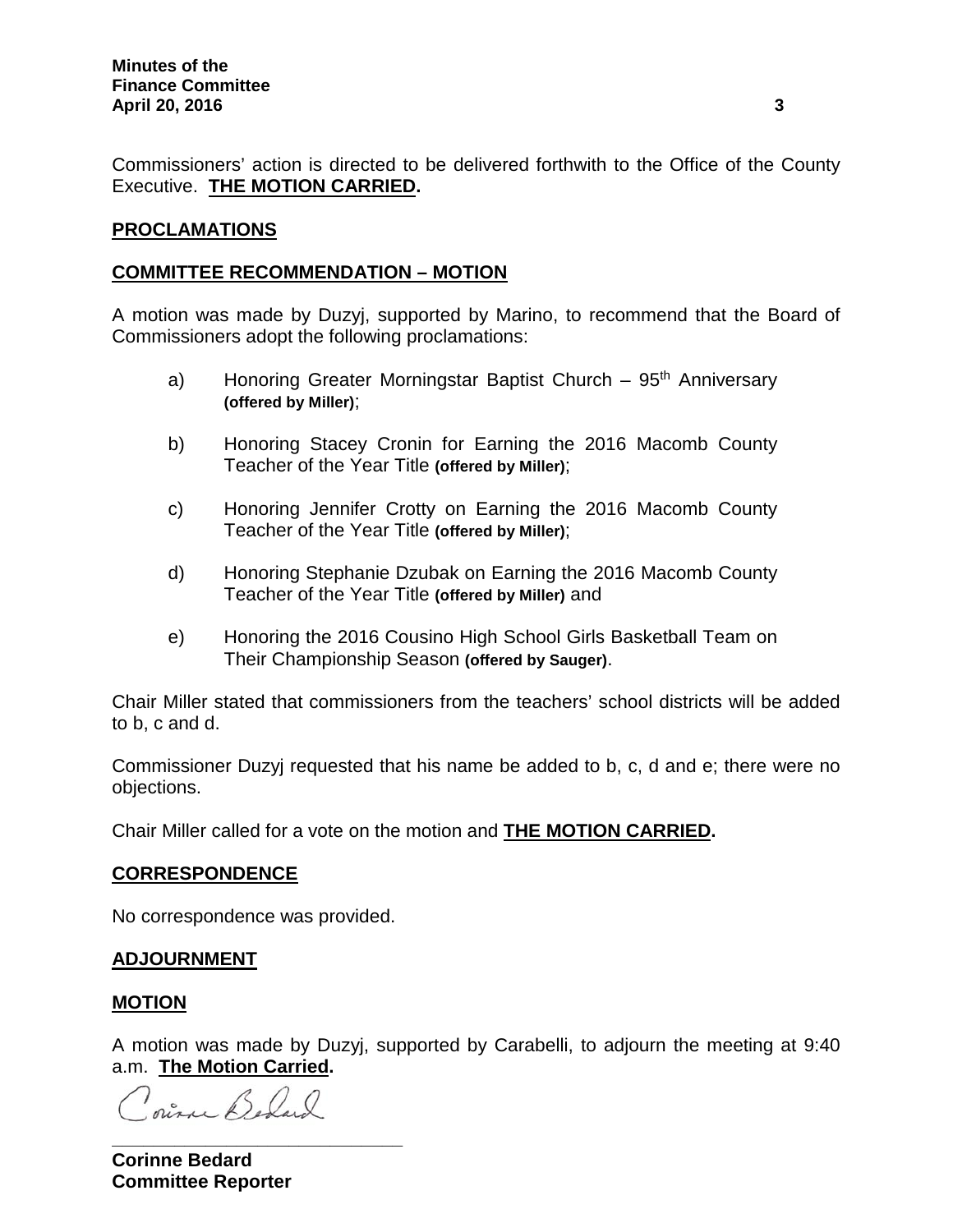Commissioners' action is directed to be delivered forthwith to the Office of the County Executive. **THE MOTION CARRIED.**

**PROCLAMATIONS**

**COMMITTEE RECOMMENDATION – MOTION**

A motion was made by Duzyj, supported by Marino, to recommend that the Board of Commissioners adopt the following proclamations:

a) Honoring Greater Morningstar Baptist Church – 95th Anniversary **(offered by Miller)**;

b) Honoring Stacey Cronin for Earning the 2016 Macomb County Teacher of the Year Title **(offered by Miller)**;

c) Honoring Jennifer Crotty on Earning the 2016 Macomb County Teacher of the Year Title **(offered by Miller)**;

d) Honoring Stephanie Dzubak on Earning the 2016 Macomb County Teacher of the Year Title **(offered by Miller)** and

e) Honoring the 2016 Cousino High School Girls Basketball Team on Their Championship Season **(offered by Sauger)**.

Chair Miller stated that commissioners from the teachers' school districts will be added to b, c and d.

Commissioner Duzyj requested that his name be added to b, c, d and e; there were no objections.

Chair Miller called for a vote on the motion and **THE MOTION CARRIED.**

**CORRESPONDENCE**

No correspondence was provided.

**ADJOURNMENT**

**MOTION**

A motion was made by Duzyj, supported by Carabelli, to adjourn the meeting at 9:40 a.m. **The Motion Carried.**

Corinne Bedard

**Corinne Bedard**
**Committee Reporter**